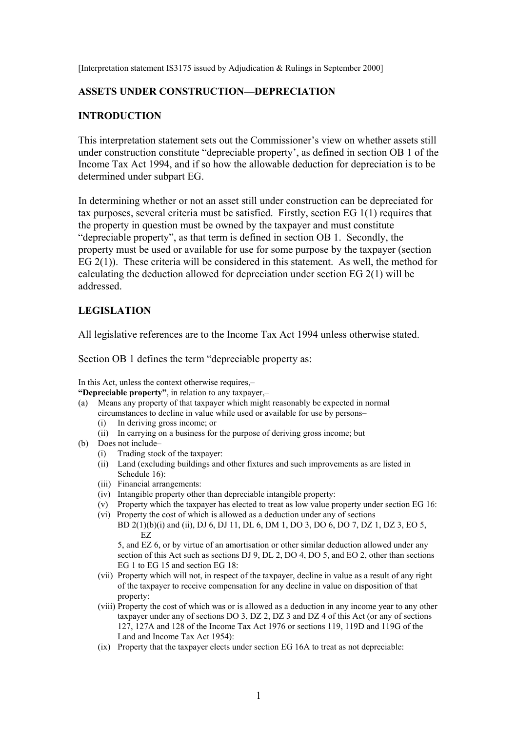[Interpretation statement IS3175 issued by Adjudication & Rulings in September 2000]

## ASSETS UNDER CONSTRUCTION—DEPRECIATION

## INTRODUCTION

This interpretation statement sets out the Commissioner's view on whether assets still under construction constitute "depreciable property', as defined in section OB 1 of the Income Tax Act 1994, and if so how the allowable deduction for depreciation is to be determined under subpart EG.

In determining whether or not an asset still under construction can be depreciated for tax purposes, several criteria must be satisfied. Firstly, section EG 1(1) requires that the property in question must be owned by the taxpayer and must constitute "depreciable property", as that term is defined in section OB 1. Secondly, the property must be used or available for use for some purpose by the taxpayer (section EG 2(1)). These criteria will be considered in this statement. As well, the method for calculating the deduction allowed for depreciation under section EG 2(1) will be addressed.

## LEGISLATION

All legislative references are to the Income Tax Act 1994 unless otherwise stated.

Section OB 1 defines the term "depreciable property as:

In this Act, unless the context otherwise requires,–

**"Depreciable property"**, in relation to any taxpayer,–

(a) Means any property of that taxpayer which might reasonably be expected in normal circumstances to decline in value while used or available for use by persons–
    (i) In deriving gross income; or
    (ii) In carrying on a business for the purpose of deriving gross income; but
(b) Does not include–
    (i) Trading stock of the taxpayer:
    (ii) Land (excluding buildings and other fixtures and such improvements as are listed in Schedule 16):
    (iii) Financial arrangements:
    (iv) Intangible property other than depreciable intangible property:
    (v) Property which the taxpayer has elected to treat as low value property under section EG 16:
    (vi) Property the cost of which is allowed as a deduction under any of sections BD 2(1)(b)(i) and (ii), DJ 6, DJ 11, DL 6, DM 1, DO 3, DO 6, DO 7, DZ 1, DZ 3, EO 5, EZ 5, and EZ 6, or by virtue of an amortisation or other similar deduction allowed under any section of this Act such as sections DJ 9, DL 2, DO 4, DO 5, and EO 2, other than sections EG 1 to EG 15 and section EG 18:
    (vii) Property which will not, in respect of the taxpayer, decline in value as a result of any right of the taxpayer to receive compensation for any decline in value on disposition of that property:
    (viii) Property the cost of which was or is allowed as a deduction in any income year to any other taxpayer under any of sections DO 3, DZ 2, DZ 3 and DZ 4 of this Act (or any of sections 127, 127A and 128 of the Income Tax Act 1976 or sections 119, 119D and 119G of the Land and Income Tax Act 1954):
    (ix) Property that the taxpayer elects under section EG 16A to treat as not depreciable: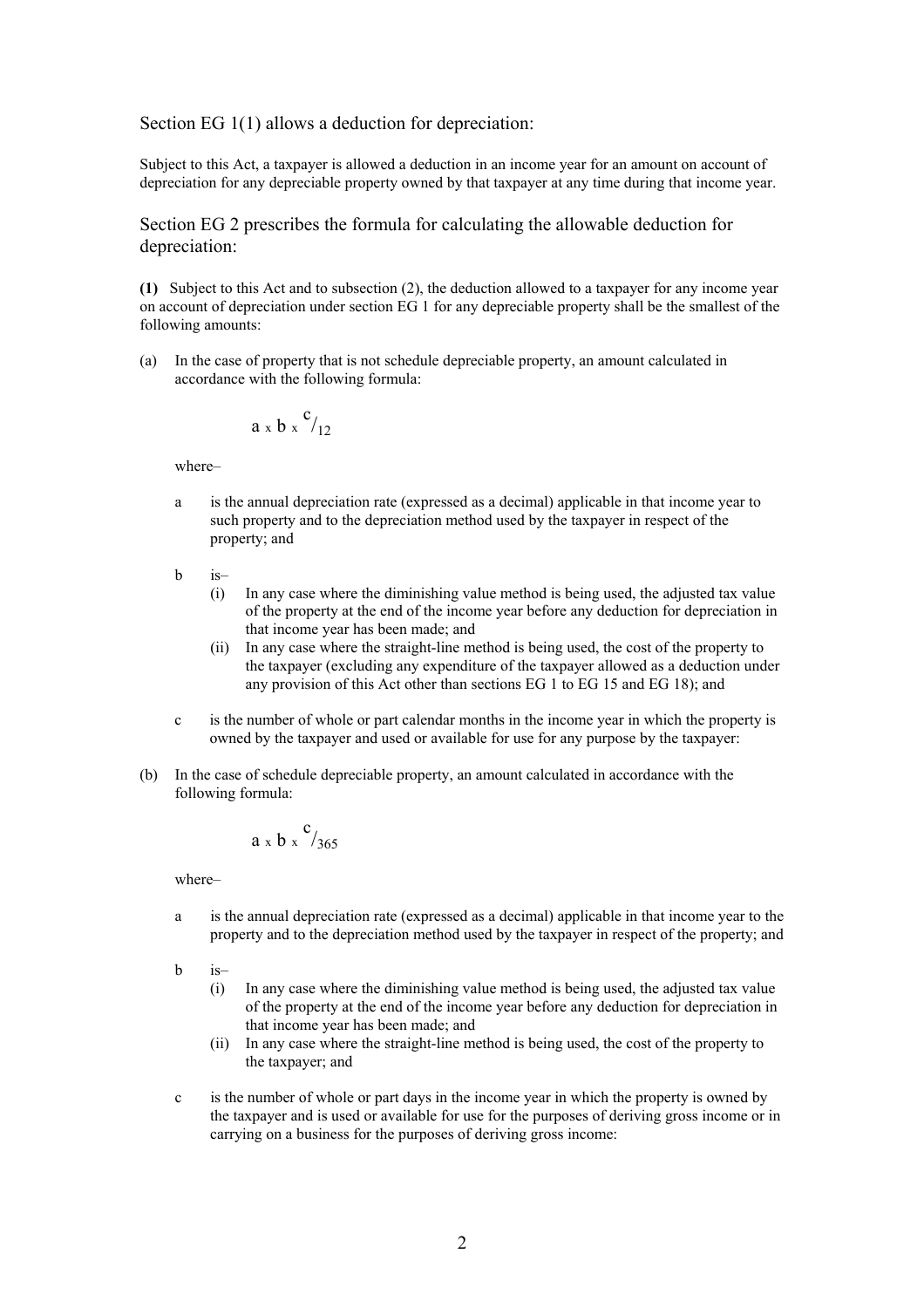## Section EG 1(1) allows a deduction for depreciation:

Subject to this Act, a taxpayer is allowed a deduction in an income year for an amount on account of depreciation for any depreciable property owned by that taxpayer at any time during that income year.

## Section EG 2 prescribes the formula for calculating the allowable deduction for depreciation:

**(1)** Subject to this Act and to subsection (2), the deduction allowed to a taxpayer for any income year on account of depreciation under section EG 1 for any depreciable property shall be the smallest of the following amounts:

(a) In the case of property that is not schedule depreciable property, an amount calculated in accordance with the following formula:

$$a \times b \times {}^{c}/_{12}$$

where–

- a is the annual depreciation rate (expressed as a decimal) applicable in that income year to such property and to the depreciation method used by the taxpayer in respect of the property; and

- b is–
  - (i) In any case where the diminishing value method is being used, the adjusted tax value of the property at the end of the income year before any deduction for depreciation in that income year has been made; and
  - (ii) In any case where the straight-line method is being used, the cost of the property to the taxpayer (excluding any expenditure of the taxpayer allowed as a deduction under any provision of this Act other than sections EG 1 to EG 15 and EG 18); and

- c is the number of whole or part calendar months in the income year in which the property is owned by the taxpayer and used or available for use for any purpose by the taxpayer:

(b) In the case of schedule depreciable property, an amount calculated in accordance with the following formula:

$$a \times b \times {}^{c}/_{365}$$

where–

- a is the annual depreciation rate (expressed as a decimal) applicable in that income year to the property and to the depreciation method used by the taxpayer in respect of the property; and

- b is–
  - (i) In any case where the diminishing value method is being used, the adjusted tax value of the property at the end of the income year before any deduction for depreciation in that income year has been made; and
  - (ii) In any case where the straight-line method is being used, the cost of the property to the taxpayer; and

- c is the number of whole or part days in the income year in which the property is owned by the taxpayer and is used or available for use for the purposes of deriving gross income or in carrying on a business for the purposes of deriving gross income: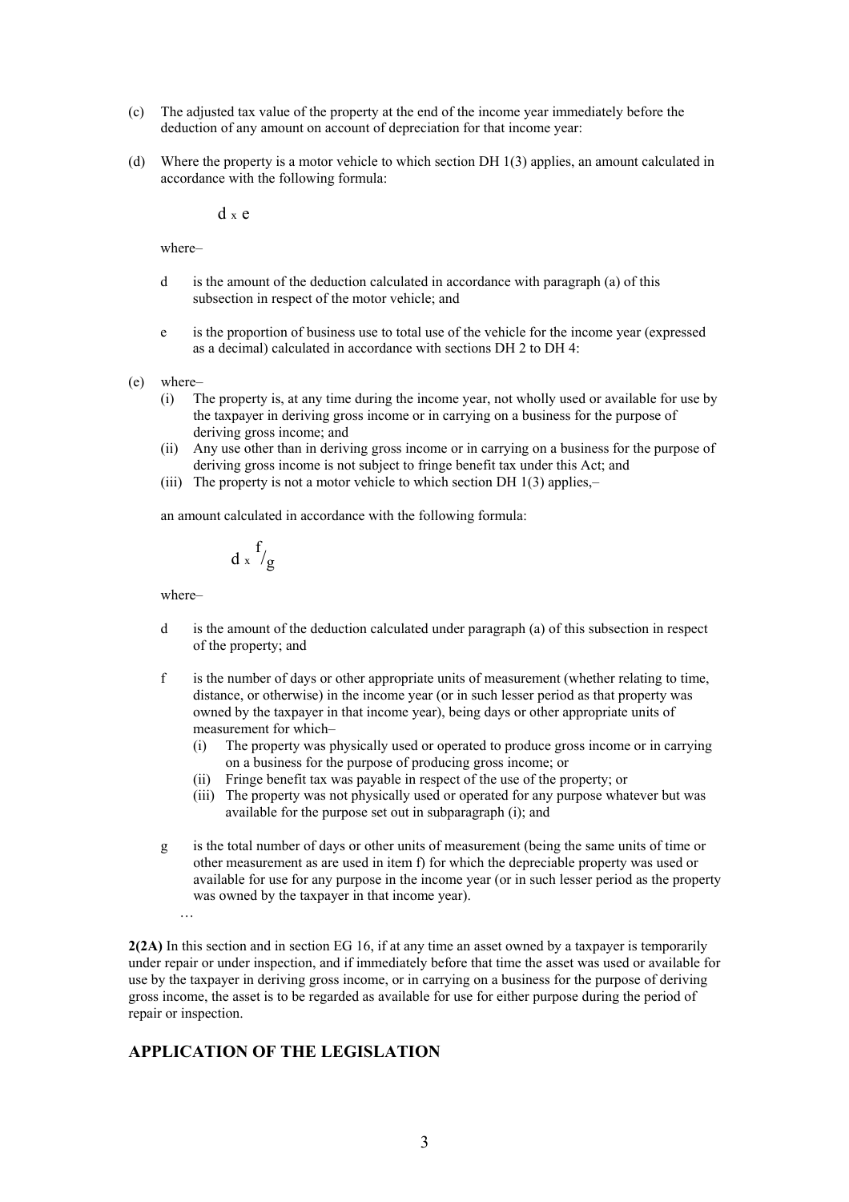(c) The adjusted tax value of the property at the end of the income year immediately before the deduction of any amount on account of depreciation for that income year:

(d) Where the property is a motor vehicle to which section DH 1(3) applies, an amount calculated in accordance with the following formula:

$$d \times e$$

where–

- d is the amount of the deduction calculated in accordance with paragraph (a) of this subsection in respect of the motor vehicle; and
- e is the proportion of business use to total use of the vehicle for the income year (expressed as a decimal) calculated in accordance with sections DH 2 to DH 4:

(e) where–
  (i) The property is, at any time during the income year, not wholly used or available for use by the taxpayer in deriving gross income or in carrying on a business for the purpose of deriving gross income; and
  (ii) Any use other than in deriving gross income or in carrying on a business for the purpose of deriving gross income is not subject to fringe benefit tax under this Act; and
  (iii) The property is not a motor vehicle to which section DH 1(3) applies,–

an amount calculated in accordance with the following formula:

$$d \times {}^{f}/_{g}$$

where–

- d is the amount of the deduction calculated under paragraph (a) of this subsection in respect of the property; and
- f is the number of days or other appropriate units of measurement (whether relating to time, distance, or otherwise) in the income year (or in such lesser period as that property was owned by the taxpayer in that income year), being days or other appropriate units of measurement for which–
  (i) The property was physically used or operated to produce gross income or in carrying on a business for the purpose of producing gross income; or
  (ii) Fringe benefit tax was payable in respect of the use of the property; or
  (iii) The property was not physically used or operated for any purpose whatever but was available for the purpose set out in subparagraph (i); and
- g is the total number of days or other units of measurement (being the same units of time or other measurement as are used in item f) for which the depreciable property was used or available for use for any purpose in the income year (or in such lesser period as the property was owned by the taxpayer in that income year).

…

**2(2A)** In this section and in section EG 16, if at any time an asset owned by a taxpayer is temporarily under repair or under inspection, and if immediately before that time the asset was used or available for use by the taxpayer in deriving gross income, or in carrying on a business for the purpose of deriving gross income, the asset is to be regarded as available for use for either purpose during the period of repair or inspection.

## APPLICATION OF THE LEGISLATION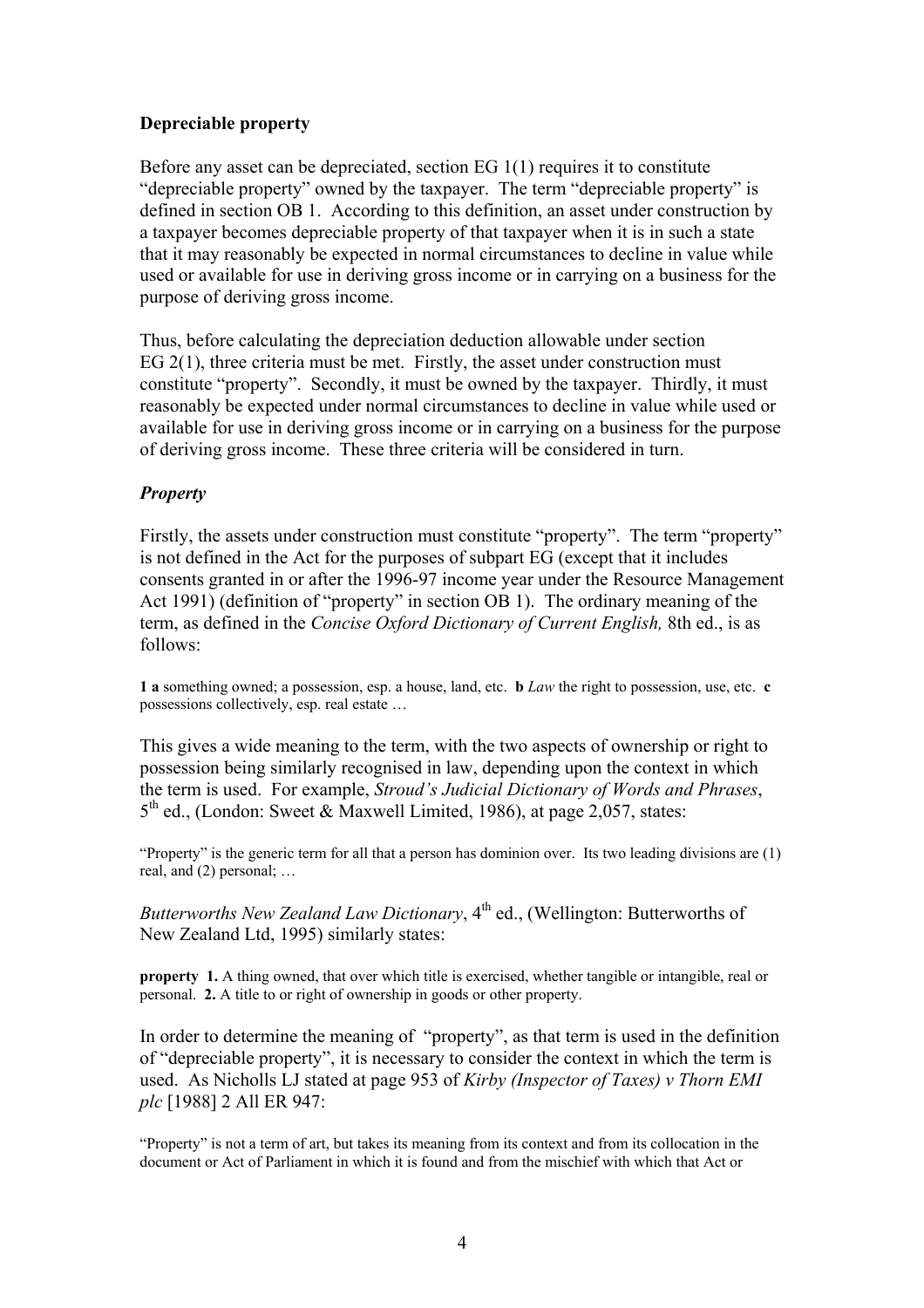**Depreciable property**

Before any asset can be depreciated, section EG 1(1) requires it to constitute "depreciable property" owned by the taxpayer. The term "depreciable property" is defined in section OB 1. According to this definition, an asset under construction by a taxpayer becomes depreciable property of that taxpayer when it is in such a state that it may reasonably be expected in normal circumstances to decline in value while used or available for use in deriving gross income or in carrying on a business for the purpose of deriving gross income.

Thus, before calculating the depreciation deduction allowable under section EG 2(1), three criteria must be met. Firstly, the asset under construction must constitute "property". Secondly, it must be owned by the taxpayer. Thirdly, it must reasonably be expected under normal circumstances to decline in value while used or available for use in deriving gross income or in carrying on a business for the purpose of deriving gross income. These three criteria will be considered in turn.

***Property***

Firstly, the assets under construction must constitute "property". The term "property" is not defined in the Act for the purposes of subpart EG (except that it includes consents granted in or after the 1996-97 income year under the Resource Management Act 1991) (definition of "property" in section OB 1). The ordinary meaning of the term, as defined in the *Concise Oxford Dictionary of Current English,* 8th ed., is as follows:

> **1 a** something owned; a possession, esp. a house, land, etc. **b** *Law* the right to possession, use, etc. **c** possessions collectively, esp. real estate …

This gives a wide meaning to the term, with the two aspects of ownership or right to possession being similarly recognised in law, depending upon the context in which the term is used. For example, *Stroud's Judicial Dictionary of Words and Phrases*, 5th ed., (London: Sweet & Maxwell Limited, 1986), at page 2,057, states:

> "Property" is the generic term for all that a person has dominion over. Its two leading divisions are (1) real, and (2) personal; …

*Butterworths New Zealand Law Dictionary*, 4th ed., (Wellington: Butterworths of New Zealand Ltd, 1995) similarly states:

> **property 1.** A thing owned, that over which title is exercised, whether tangible or intangible, real or personal. **2.** A title to or right of ownership in goods or other property.

In order to determine the meaning of "property", as that term is used in the definition of "depreciable property", it is necessary to consider the context in which the term is used. As Nicholls LJ stated at page 953 of *Kirby (Inspector of Taxes) v Thorn EMI plc* [1988] 2 All ER 947:

> "Property" is not a term of art, but takes its meaning from its context and from its collocation in the document or Act of Parliament in which it is found and from the mischief with which that Act or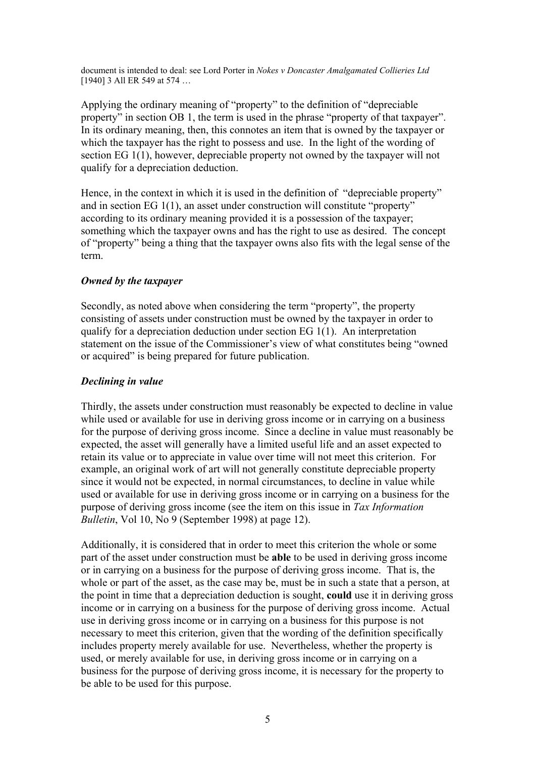document is intended to deal: see Lord Porter in *Nokes v Doncaster Amalgamated Collieries Ltd* [1940] 3 All ER 549 at 574 …

Applying the ordinary meaning of "property" to the definition of "depreciable property" in section OB 1, the term is used in the phrase "property of that taxpayer". In its ordinary meaning, then, this connotes an item that is owned by the taxpayer or which the taxpayer has the right to possess and use. In the light of the wording of section EG 1(1), however, depreciable property not owned by the taxpayer will not qualify for a depreciation deduction.

Hence, in the context in which it is used in the definition of "depreciable property" and in section EG 1(1), an asset under construction will constitute "property" according to its ordinary meaning provided it is a possession of the taxpayer; something which the taxpayer owns and has the right to use as desired. The concept of "property" being a thing that the taxpayer owns also fits with the legal sense of the term.

### *Owned by the taxpayer*

Secondly, as noted above when considering the term "property", the property consisting of assets under construction must be owned by the taxpayer in order to qualify for a depreciation deduction under section EG 1(1). An interpretation statement on the issue of the Commissioner's view of what constitutes being "owned or acquired" is being prepared for future publication.

### *Declining in value*

Thirdly, the assets under construction must reasonably be expected to decline in value while used or available for use in deriving gross income or in carrying on a business for the purpose of deriving gross income. Since a decline in value must reasonably be expected, the asset will generally have a limited useful life and an asset expected to retain its value or to appreciate in value over time will not meet this criterion. For example, an original work of art will not generally constitute depreciable property since it would not be expected, in normal circumstances, to decline in value while used or available for use in deriving gross income or in carrying on a business for the purpose of deriving gross income (see the item on this issue in *Tax Information Bulletin*, Vol 10, No 9 (September 1998) at page 12).

Additionally, it is considered that in order to meet this criterion the whole or some part of the asset under construction must be **able** to be used in deriving gross income or in carrying on a business for the purpose of deriving gross income. That is, the whole or part of the asset, as the case may be, must be in such a state that a person, at the point in time that a depreciation deduction is sought, **could** use it in deriving gross income or in carrying on a business for the purpose of deriving gross income. Actual use in deriving gross income or in carrying on a business for this purpose is not necessary to meet this criterion, given that the wording of the definition specifically includes property merely available for use. Nevertheless, whether the property is used, or merely available for use, in deriving gross income or in carrying on a business for the purpose of deriving gross income, it is necessary for the property to be able to be used for this purpose.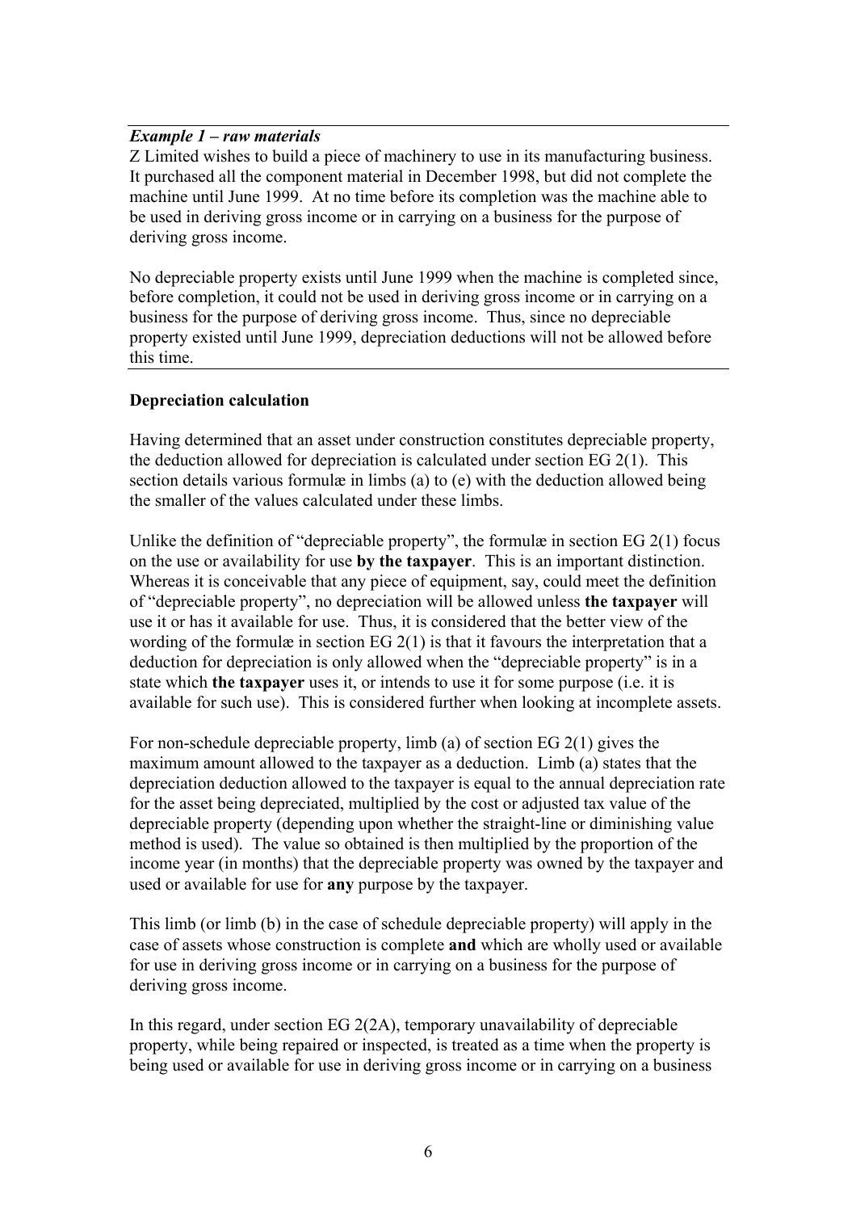***Example 1 – raw materials***

Z Limited wishes to build a piece of machinery to use in its manufacturing business. It purchased all the component material in December 1998, but did not complete the machine until June 1999. At no time before its completion was the machine able to be used in deriving gross income or in carrying on a business for the purpose of deriving gross income.

No depreciable property exists until June 1999 when the machine is completed since, before completion, it could not be used in deriving gross income or in carrying on a business for the purpose of deriving gross income. Thus, since no depreciable property existed until June 1999, depreciation deductions will not be allowed before this time.

---

**Depreciation calculation**

Having determined that an asset under construction constitutes depreciable property, the deduction allowed for depreciation is calculated under section EG 2(1). This section details various formulæ in limbs (a) to (e) with the deduction allowed being the smaller of the values calculated under these limbs.

Unlike the definition of "depreciable property", the formulæ in section EG 2(1) focus on the use or availability for use **by the taxpayer**. This is an important distinction. Whereas it is conceivable that any piece of equipment, say, could meet the definition of "depreciable property", no depreciation will be allowed unless **the taxpayer** will use it or has it available for use. Thus, it is considered that the better view of the wording of the formulæ in section EG 2(1) is that it favours the interpretation that a deduction for depreciation is only allowed when the "depreciable property" is in a state which **the taxpayer** uses it, or intends to use it for some purpose (i.e. it is available for such use). This is considered further when looking at incomplete assets.

For non-schedule depreciable property, limb (a) of section EG 2(1) gives the maximum amount allowed to the taxpayer as a deduction. Limb (a) states that the depreciation deduction allowed to the taxpayer is equal to the annual depreciation rate for the asset being depreciated, multiplied by the cost or adjusted tax value of the depreciable property (depending upon whether the straight-line or diminishing value method is used). The value so obtained is then multiplied by the proportion of the income year (in months) that the depreciable property was owned by the taxpayer and used or available for use for **any** purpose by the taxpayer.

This limb (or limb (b) in the case of schedule depreciable property) will apply in the case of assets whose construction is complete **and** which are wholly used or available for use in deriving gross income or in carrying on a business for the purpose of deriving gross income.

In this regard, under section EG 2(2A), temporary unavailability of depreciable property, while being repaired or inspected, is treated as a time when the property is being used or available for use in deriving gross income or in carrying on a business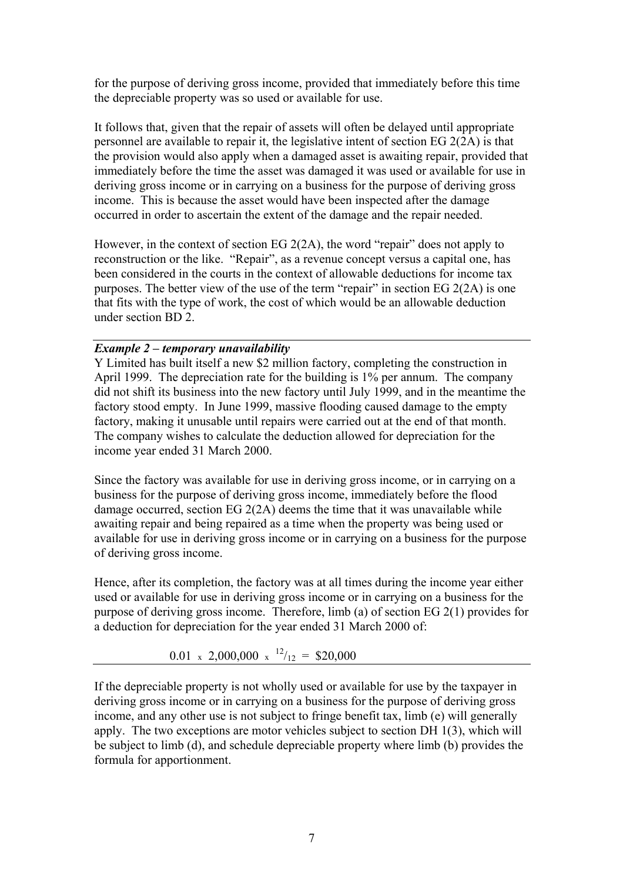for the purpose of deriving gross income, provided that immediately before this time the depreciable property was so used or available for use.

It follows that, given that the repair of assets will often be delayed until appropriate personnel are available to repair it, the legislative intent of section EG 2(2A) is that the provision would also apply when a damaged asset is awaiting repair, provided that immediately before the time the asset was damaged it was used or available for use in deriving gross income or in carrying on a business for the purpose of deriving gross income. This is because the asset would have been inspected after the damage occurred in order to ascertain the extent of the damage and the repair needed.

However, in the context of section EG 2(2A), the word "repair" does not apply to reconstruction or the like. "Repair", as a revenue concept versus a capital one, has been considered in the courts in the context of allowable deductions for income tax purposes. The better view of the use of the term "repair" in section EG 2(2A) is one that fits with the type of work, the cost of which would be an allowable deduction under section BD 2.

***Example 2 – temporary unavailability***

Y Limited has built itself a new $2 million factory, completing the construction in April 1999. The depreciation rate for the building is 1% per annum. The company did not shift its business into the new factory until July 1999, and in the meantime the factory stood empty. In June 1999, massive flooding caused damage to the empty factory, making it unusable until repairs were carried out at the end of that month. The company wishes to calculate the deduction allowed for depreciation for the income year ended 31 March 2000.

Since the factory was available for use in deriving gross income, or in carrying on a business for the purpose of deriving gross income, immediately before the flood damage occurred, section EG 2(2A) deems the time that it was unavailable while awaiting repair and being repaired as a time when the property was being used or available for use in deriving gross income or in carrying on a business for the purpose of deriving gross income.

Hence, after its completion, the factory was at all times during the income year either used or available for use in deriving gross income or in carrying on a business for the purpose of deriving gross income. Therefore, limb (a) of section EG 2(1) provides for a deduction for depreciation for the year ended 31 March 2000 of:

$$0.01 \times 2{,}000{,}000 \times {}^{12}/_{12} = \$20{,}000$$

If the depreciable property is not wholly used or available for use by the taxpayer in deriving gross income or in carrying on a business for the purpose of deriving gross income, and any other use is not subject to fringe benefit tax, limb (e) will generally apply. The two exceptions are motor vehicles subject to section DH 1(3), which will be subject to limb (d), and schedule depreciable property where limb (b) provides the formula for apportionment.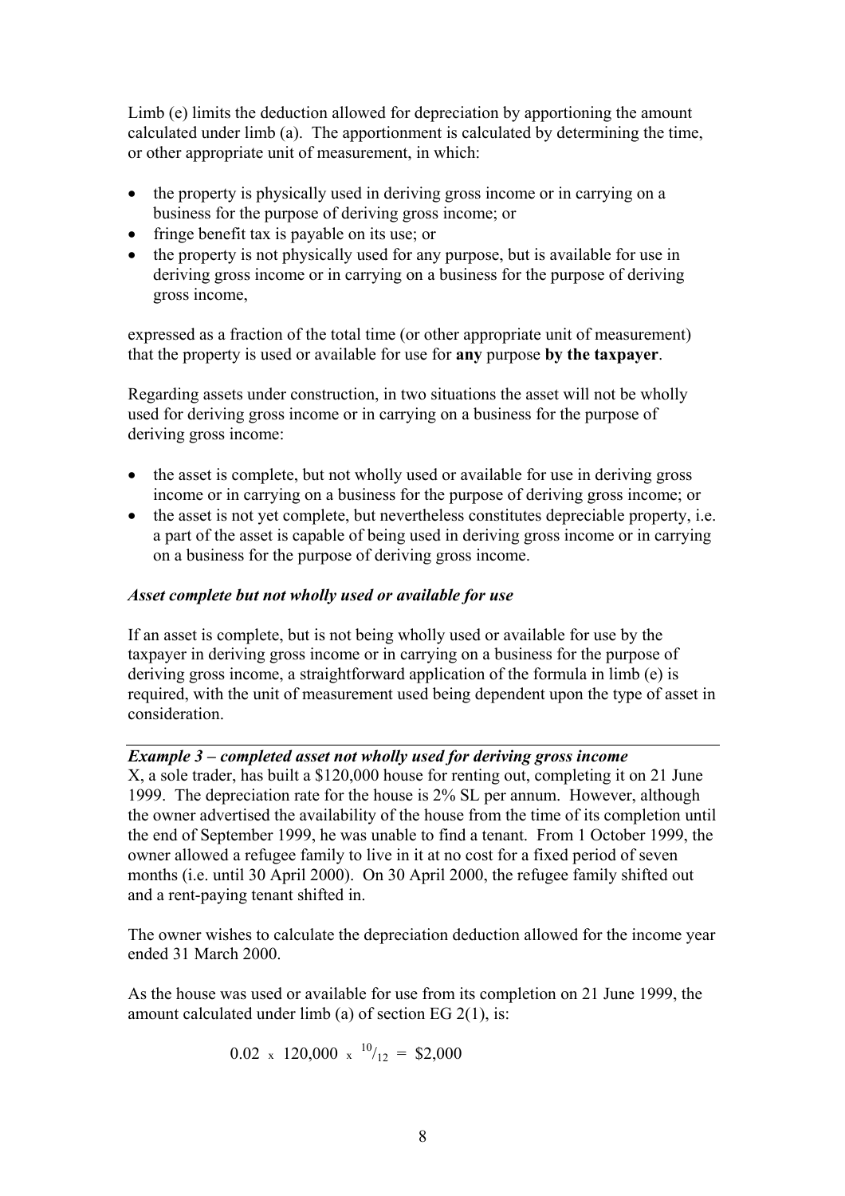Limb (e) limits the deduction allowed for depreciation by apportioning the amount calculated under limb (a). The apportionment is calculated by determining the time, or other appropriate unit of measurement, in which:

- the property is physically used in deriving gross income or in carrying on a business for the purpose of deriving gross income; or
- fringe benefit tax is payable on its use; or
- the property is not physically used for any purpose, but is available for use in deriving gross income or in carrying on a business for the purpose of deriving gross income,

expressed as a fraction of the total time (or other appropriate unit of measurement) that the property is used or available for use for **any** purpose **by the taxpayer**.

Regarding assets under construction, in two situations the asset will not be wholly used for deriving gross income or in carrying on a business for the purpose of deriving gross income:

- the asset is complete, but not wholly used or available for use in deriving gross income or in carrying on a business for the purpose of deriving gross income; or
- the asset is not yet complete, but nevertheless constitutes depreciable property, i.e. a part of the asset is capable of being used in deriving gross income or in carrying on a business for the purpose of deriving gross income.

***Asset complete but not wholly used or available for use***

If an asset is complete, but is not being wholly used or available for use by the taxpayer in deriving gross income or in carrying on a business for the purpose of deriving gross income, a straightforward application of the formula in limb (e) is required, with the unit of measurement used being dependent upon the type of asset in consideration.

---

***Example 3 – completed asset not wholly used for deriving gross income***

X, a sole trader, has built a $120,000 house for renting out, completing it on 21 June 1999. The depreciation rate for the house is 2% SL per annum. However, although the owner advertised the availability of the house from the time of its completion until the end of September 1999, he was unable to find a tenant. From 1 October 1999, the owner allowed a refugee family to live in it at no cost for a fixed period of seven months (i.e. until 30 April 2000). On 30 April 2000, the refugee family shifted out and a rent-paying tenant shifted in.

The owner wishes to calculate the depreciation deduction allowed for the income year ended 31 March 2000.

As the house was used or available for use from its completion on 21 June 1999, the amount calculated under limb (a) of section EG 2(1), is:

$$0.02 \times 120{,}000 \times {}^{10}/_{12} = \$2{,}000$$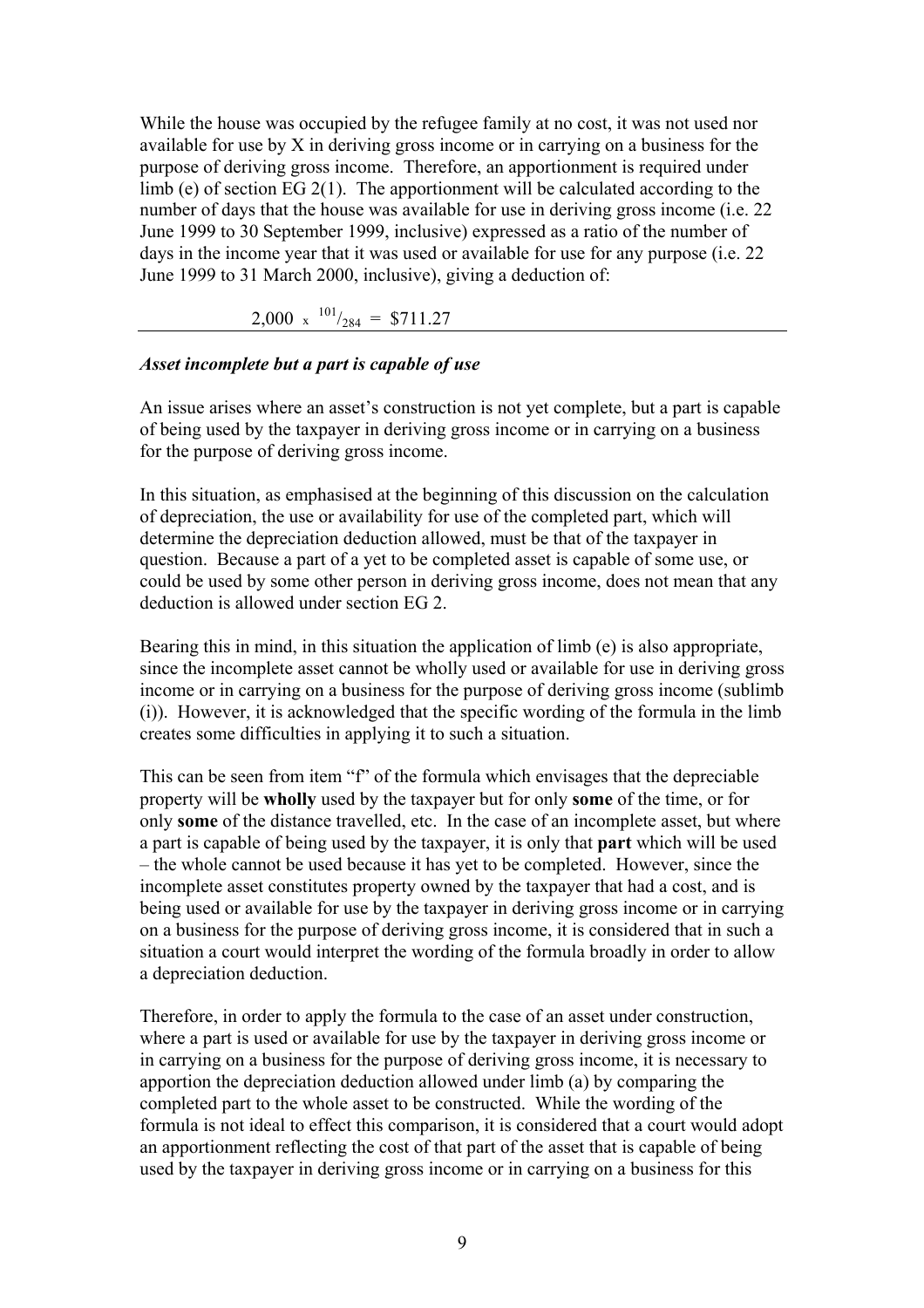While the house was occupied by the refugee family at no cost, it was not used nor available for use by X in deriving gross income or in carrying on a business for the purpose of deriving gross income. Therefore, an apportionment is required under limb (e) of section EG 2(1). The apportionment will be calculated according to the number of days that the house was available for use in deriving gross income (i.e. 22 June 1999 to 30 September 1999, inclusive) expressed as a ratio of the number of days in the income year that it was used or available for use for any purpose (i.e. 22 June 1999 to 31 March 2000, inclusive), giving a deduction of:

$$2{,}000 \times {}^{101}/_{284} = \$711.27$$

---

*Asset incomplete but a part is capable of use*

An issue arises where an asset's construction is not yet complete, but a part is capable of being used by the taxpayer in deriving gross income or in carrying on a business for the purpose of deriving gross income.

In this situation, as emphasised at the beginning of this discussion on the calculation of depreciation, the use or availability for use of the completed part, which will determine the depreciation deduction allowed, must be that of the taxpayer in question. Because a part of a yet to be completed asset is capable of some use, or could be used by some other person in deriving gross income, does not mean that any deduction is allowed under section EG 2.

Bearing this in mind, in this situation the application of limb (e) is also appropriate, since the incomplete asset cannot be wholly used or available for use in deriving gross income or in carrying on a business for the purpose of deriving gross income (sublimb (i)). However, it is acknowledged that the specific wording of the formula in the limb creates some difficulties in applying it to such a situation.

This can be seen from item "f" of the formula which envisages that the depreciable property will be **wholly** used by the taxpayer but for only **some** of the time, or for only **some** of the distance travelled, etc. In the case of an incomplete asset, but where a part is capable of being used by the taxpayer, it is only that **part** which will be used – the whole cannot be used because it has yet to be completed. However, since the incomplete asset constitutes property owned by the taxpayer that had a cost, and is being used or available for use by the taxpayer in deriving gross income or in carrying on a business for the purpose of deriving gross income, it is considered that in such a situation a court would interpret the wording of the formula broadly in order to allow a depreciation deduction.

Therefore, in order to apply the formula to the case of an asset under construction, where a part is used or available for use by the taxpayer in deriving gross income or in carrying on a business for the purpose of deriving gross income, it is necessary to apportion the depreciation deduction allowed under limb (a) by comparing the completed part to the whole asset to be constructed. While the wording of the formula is not ideal to effect this comparison, it is considered that a court would adopt an apportionment reflecting the cost of that part of the asset that is capable of being used by the taxpayer in deriving gross income or in carrying on a business for this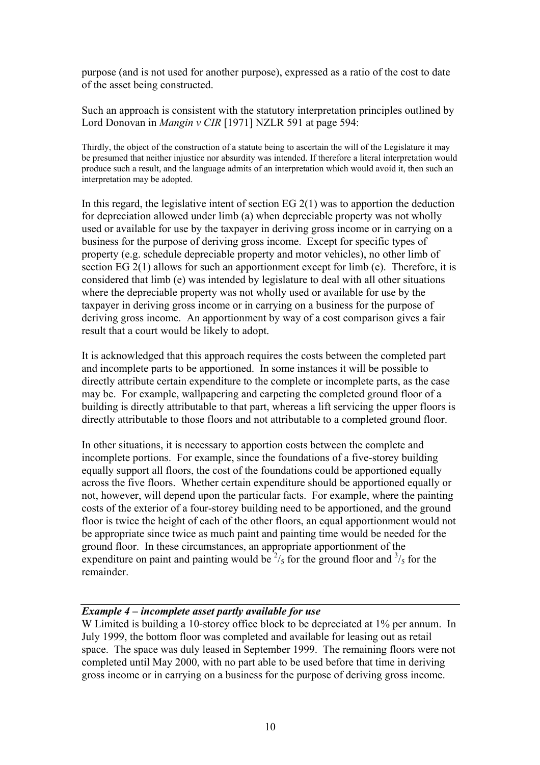purpose (and is not used for another purpose), expressed as a ratio of the cost to date of the asset being constructed.

Such an approach is consistent with the statutory interpretation principles outlined by Lord Donovan in *Mangin v CIR* [1971] NZLR 591 at page 594:

> Thirdly, the object of the construction of a statute being to ascertain the will of the Legislature it may be presumed that neither injustice nor absurdity was intended. If therefore a literal interpretation would produce such a result, and the language admits of an interpretation which would avoid it, then such an interpretation may be adopted.

In this regard, the legislative intent of section EG 2(1) was to apportion the deduction for depreciation allowed under limb (a) when depreciable property was not wholly used or available for use by the taxpayer in deriving gross income or in carrying on a business for the purpose of deriving gross income. Except for specific types of property (e.g. schedule depreciable property and motor vehicles), no other limb of section EG 2(1) allows for such an apportionment except for limb (e). Therefore, it is considered that limb (e) was intended by legislature to deal with all other situations where the depreciable property was not wholly used or available for use by the taxpayer in deriving gross income or in carrying on a business for the purpose of deriving gross income. An apportionment by way of a cost comparison gives a fair result that a court would be likely to adopt.

It is acknowledged that this approach requires the costs between the completed part and incomplete parts to be apportioned. In some instances it will be possible to directly attribute certain expenditure to the complete or incomplete parts, as the case may be. For example, wallpapering and carpeting the completed ground floor of a building is directly attributable to that part, whereas a lift servicing the upper floors is directly attributable to those floors and not attributable to a completed ground floor.

In other situations, it is necessary to apportion costs between the complete and incomplete portions. For example, since the foundations of a five-storey building equally support all floors, the cost of the foundations could be apportioned equally across the five floors. Whether certain expenditure should be apportioned equally or not, however, will depend upon the particular facts. For example, where the painting costs of the exterior of a four-storey building need to be apportioned, and the ground floor is twice the height of each of the other floors, an equal apportionment would not be appropriate since twice as much paint and painting time would be needed for the ground floor. In these circumstances, an appropriate apportionment of the expenditure on paint and painting would be $^{2}/_{5}$ for the ground floor and $^{3}/_{5}$ for the remainder.

***Example 4 – incomplete asset partly available for use***

W Limited is building a 10-storey office block to be depreciated at 1% per annum. In July 1999, the bottom floor was completed and available for leasing out as retail space. The space was duly leased in September 1999. The remaining floors were not completed until May 2000, with no part able to be used before that time in deriving gross income or in carrying on a business for the purpose of deriving gross income.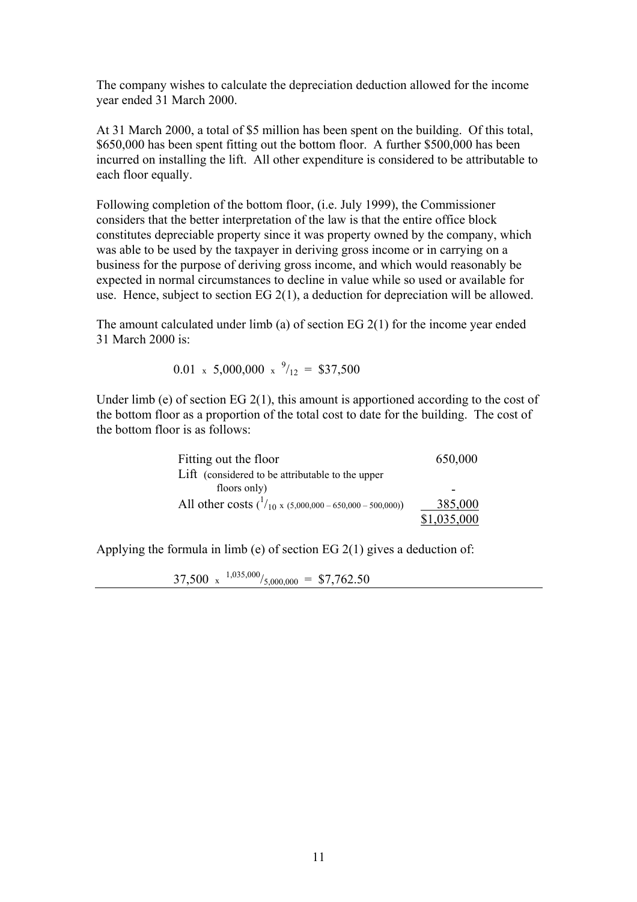The company wishes to calculate the depreciation deduction allowed for the income year ended 31 March 2000.

At 31 March 2000, a total of \$5 million has been spent on the building. Of this total, \$650,000 has been spent fitting out the bottom floor. A further \$500,000 has been incurred on installing the lift. All other expenditure is considered to be attributable to each floor equally.

Following completion of the bottom floor, (i.e. July 1999), the Commissioner considers that the better interpretation of the law is that the entire office block constitutes depreciable property since it was property owned by the company, which was able to be used by the taxpayer in deriving gross income or in carrying on a business for the purpose of deriving gross income, and which would reasonably be expected in normal circumstances to decline in value while so used or available for use. Hence, subject to section EG 2(1), a deduction for depreciation will be allowed.

The amount calculated under limb (a) of section EG 2(1) for the income year ended 31 March 2000 is:

$$0.01 \times 5{,}000{,}000 \times {}^{9}/_{12} = \$37{,}500$$

Under limb (e) of section EG 2(1), this amount is apportioned according to the cost of the bottom floor as a proportion of the total cost to date for the building. The cost of the bottom floor is as follows:

| | |
|---|---|
| Fitting out the floor | 650,000 |
| Lift (considered to be attributable to the upper floors only) | - |
| All other costs ($^{1}/_{10} \times (5{,}000{,}000 - 650{,}000 - 500{,}000)$) | 385,000 |
| | \$1,035,000 |

Applying the formula in limb (e) of section EG 2(1) gives a deduction of:

$$37{,}500 \times {}^{1{,}035{,}000}/_{5{,}000{,}000} = \$7{,}762.50$$